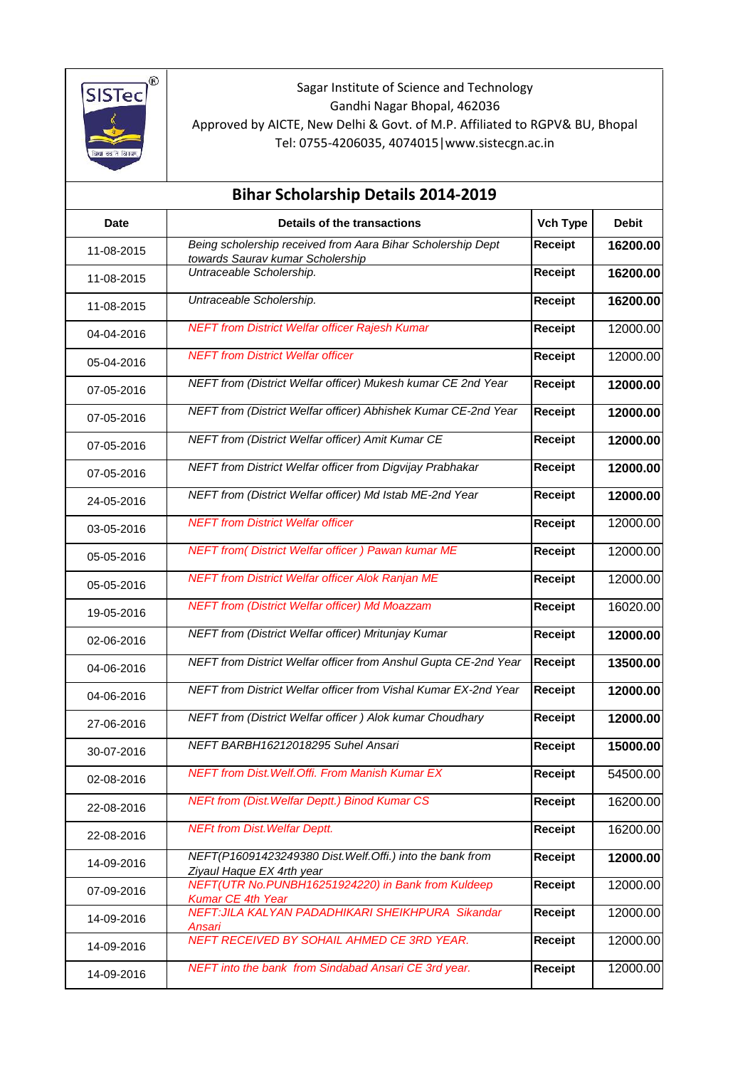Sagar Institute of Science and Technology
Gandhi Nagar Bhopal, 462036
Approved by AICTE, New Delhi & Govt. of M.P. Affiliated to RGPV& BU, Bhopal
Tel: 0755-4206035, 4074015|www.sistecgn.ac.in

## Bihar Scholarship Details 2014-2019

| Date | Details of the transactions | Vch Type | Debit |
|---|---|---|---|
| 11-08-2015 | *Being scholership received from Aara Bihar Scholership Dept towards Saurav kumar Scholership* | **Receipt** | **16200.00** |
| 11-08-2015 | *Untraceable Scholership.* | **Receipt** | **16200.00** |
| 11-08-2015 | *Untraceable Scholership.* | **Receipt** | **16200.00** |
| 04-04-2016 | *NEFT from District Welfar officer Rajesh Kumar* | **Receipt** | 12000.00 |
| 05-04-2016 | *NEFT from District Welfar officer* | **Receipt** | 12000.00 |
| 07-05-2016 | *NEFT from (District Welfar officer) Mukesh kumar CE 2nd Year* | **Receipt** | **12000.00** |
| 07-05-2016 | *NEFT from (District Welfar officer) Abhishek Kumar CE-2nd Year* | **Receipt** | **12000.00** |
| 07-05-2016 | *NEFT from (District Welfar officer) Amit Kumar CE* | **Receipt** | **12000.00** |
| 07-05-2016 | *NEFT from District Welfar officer from Digvijay Prabhakar* | **Receipt** | **12000.00** |
| 24-05-2016 | *NEFT from (District Welfar officer) Md Istab ME-2nd Year* | **Receipt** | **12000.00** |
| 03-05-2016 | *NEFT from District Welfar officer* | **Receipt** | 12000.00 |
| 05-05-2016 | *NEFT from( District Welfar officer ) Pawan kumar ME* | **Receipt** | 12000.00 |
| 05-05-2016 | *NEFT from District Welfar officer Alok Ranjan ME* | **Receipt** | 12000.00 |
| 19-05-2016 | *NEFT from (District Welfar officer) Md Moazzam* | **Receipt** | 16020.00 |
| 02-06-2016 | *NEFT from (District Welfar officer) Mritunjay Kumar* | **Receipt** | **12000.00** |
| 04-06-2016 | *NEFT from District Welfar officer from Anshul Gupta CE-2nd Year* | **Receipt** | **13500.00** |
| 04-06-2016 | *NEFT from District Welfar officer from Vishal Kumar EX-2nd Year* | **Receipt** | **12000.00** |
| 27-06-2016 | *NEFT from (District Welfar officer ) Alok kumar Choudhary* | **Receipt** | **12000.00** |
| 30-07-2016 | *NEFT BARBH16212018295 Suhel Ansari* | **Receipt** | **15000.00** |
| 02-08-2016 | *NEFT from Dist.Welf.Offi. From Manish Kumar EX* | **Receipt** | 54500.00 |
| 22-08-2016 | *NEFt from (Dist.Welfar Deptt.) Binod Kumar CS* | **Receipt** | 16200.00 |
| 22-08-2016 | *NEFt from Dist.Welfar Deptt.* | **Receipt** | 16200.00 |
| 14-09-2016 | *NEFT(P16091423249380 Dist.Welf.Offi.) into the bank from Ziyaul Haque EX 4rth year* | **Receipt** | **12000.00** |
| 07-09-2016 | *NEFT(UTR No.PUNBH16251924220) in Bank from Kuldeep Kumar CE 4th Year* | **Receipt** | 12000.00 |
| 14-09-2016 | *NEFT:JILA KALYAN PADADHIKARI SHEIKHPURA Sikandar Ansari* | **Receipt** | 12000.00 |
| 14-09-2016 | *NEFT RECEIVED BY SOHAIL AHMED CE 3RD YEAR.* | **Receipt** | 12000.00 |
| 14-09-2016 | *NEFT into the bank from Sindabad Ansari CE 3rd year.* | **Receipt** | 12000.00 |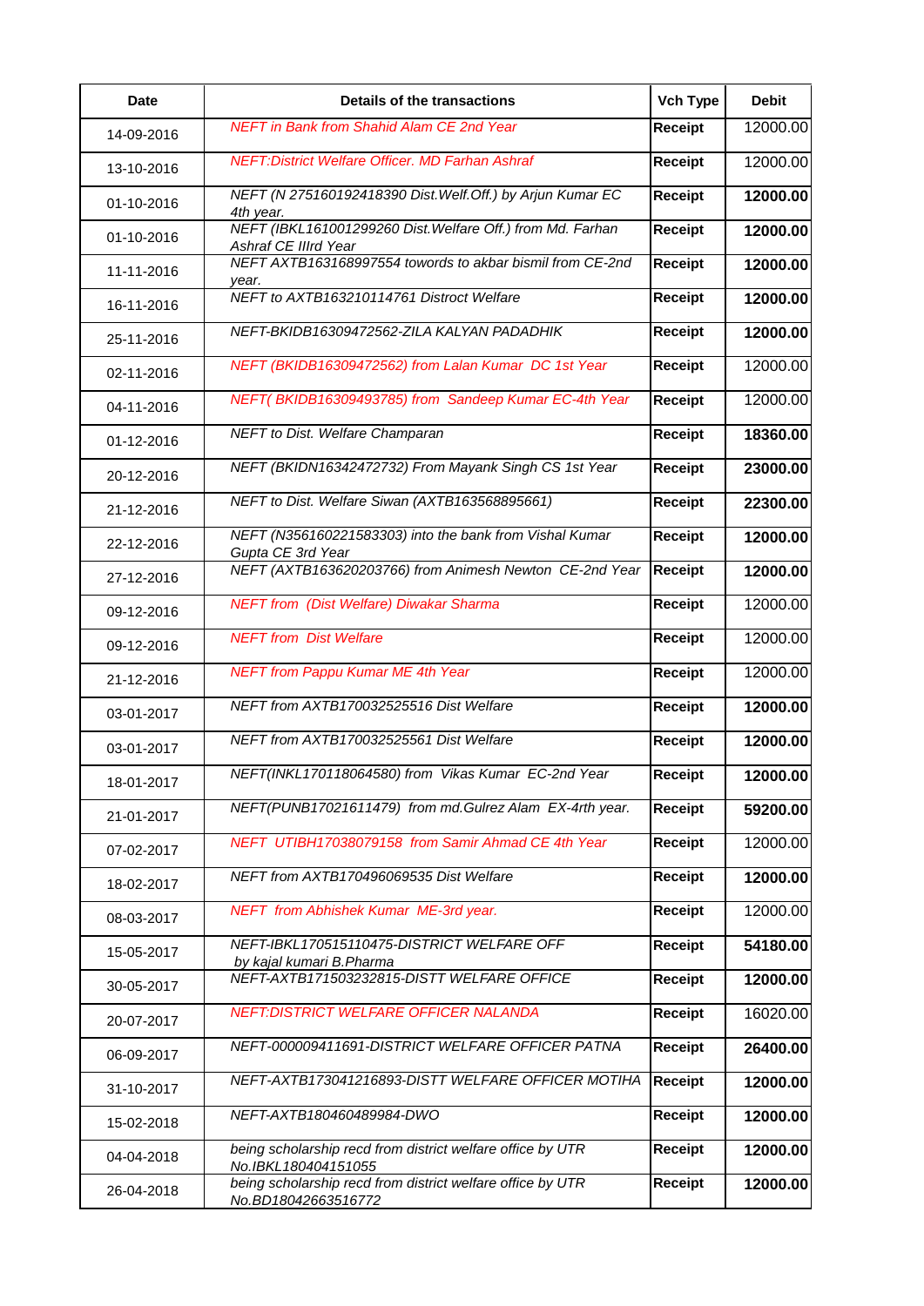| Date | Details of the transactions | Vch Type | Debit |
|---|---|---|---|
| 14-09-2016 | NEFT in Bank from Shahid Alam CE 2nd Year | Receipt | 12000.00 |
| 13-10-2016 | NEFT:District Welfare Officer. MD Farhan Ashraf | Receipt | 12000.00 |
| 01-10-2016 | NEFT (N 275160192418390 Dist.Welf.Off.) by Arjun Kumar EC 4th year. | Receipt | 12000.00 |
| 01-10-2016 | NEFT (IBKL161001299260 Dist.Welfare Off.) from Md. Farhan Ashraf CE IIIrd Year | Receipt | 12000.00 |
| 11-11-2016 | NEFT AXTB163168997554 towords to akbar bismil from CE-2nd year. | Receipt | 12000.00 |
| 16-11-2016 | NEFT to AXTB163210114761 Distroct Welfare | Receipt | 12000.00 |
| 25-11-2016 | NEFT-BKIDB16309472562-ZILA KALYAN PADADHIK | Receipt | 12000.00 |
| 02-11-2016 | NEFT (BKIDB16309472562) from Lalan Kumar DC 1st Year | Receipt | 12000.00 |
| 04-11-2016 | NEFT( BKIDB16309493785) from Sandeep Kumar EC-4th Year | Receipt | 12000.00 |
| 01-12-2016 | NEFT to Dist. Welfare Champaran | Receipt | 18360.00 |
| 20-12-2016 | NEFT (BKIDN16342472732) From Mayank Singh CS 1st Year | Receipt | 23000.00 |
| 21-12-2016 | NEFT to Dist. Welfare Siwan (AXTB163568895661) | Receipt | 22300.00 |
| 22-12-2016 | NEFT (N356160221583303) into the bank from Vishal Kumar Gupta CE 3rd Year | Receipt | 12000.00 |
| 27-12-2016 | NEFT (AXTB163620203766) from Animesh Newton CE-2nd Year | Receipt | 12000.00 |
| 09-12-2016 | NEFT from (Dist Welfare) Diwakar Sharma | Receipt | 12000.00 |
| 09-12-2016 | NEFT from Dist Welfare | Receipt | 12000.00 |
| 21-12-2016 | NEFT from Pappu Kumar ME 4th Year | Receipt | 12000.00 |
| 03-01-2017 | NEFT from AXTB170032525516 Dist Welfare | Receipt | 12000.00 |
| 03-01-2017 | NEFT from AXTB170032525561 Dist Welfare | Receipt | 12000.00 |
| 18-01-2017 | NEFT(INKL170118064580) from Vikas Kumar EC-2nd Year | Receipt | 12000.00 |
| 21-01-2017 | NEFT(PUNB17021611479) from md.Gulrez Alam EX-4rth year. | Receipt | 59200.00 |
| 07-02-2017 | NEFT UTIBH17038079158 from Samir Ahmad CE 4th Year | Receipt | 12000.00 |
| 18-02-2017 | NEFT from AXTB170496069535 Dist Welfare | Receipt | 12000.00 |
| 08-03-2017 | NEFT from Abhishek Kumar ME-3rd year. | Receipt | 12000.00 |
| 15-05-2017 | NEFT-IBKL170515110475-DISTRICT WELFARE OFF by kajal kumari B.Pharma | Receipt | 54180.00 |
| 30-05-2017 | NEFT-AXTB171503232815-DISTT WELFARE OFFICE | Receipt | 12000.00 |
| 20-07-2017 | NEFT:DISTRICT WELFARE OFFICER NALANDA | Receipt | 16020.00 |
| 06-09-2017 | NEFT-000009411691-DISTRICT WELFARE OFFICER PATNA | Receipt | 26400.00 |
| 31-10-2017 | NEFT-AXTB173041216893-DISTT WELFARE OFFICER MOTIHA | Receipt | 12000.00 |
| 15-02-2018 | NEFT-AXTB180460489984-DWO | Receipt | 12000.00 |
| 04-04-2018 | being scholarship recd from district welfare office by UTR No.IBKL180404151055 | Receipt | 12000.00 |
| 26-04-2018 | being scholarship recd from district welfare office by UTR No.BD18042663516772 | Receipt | 12000.00 |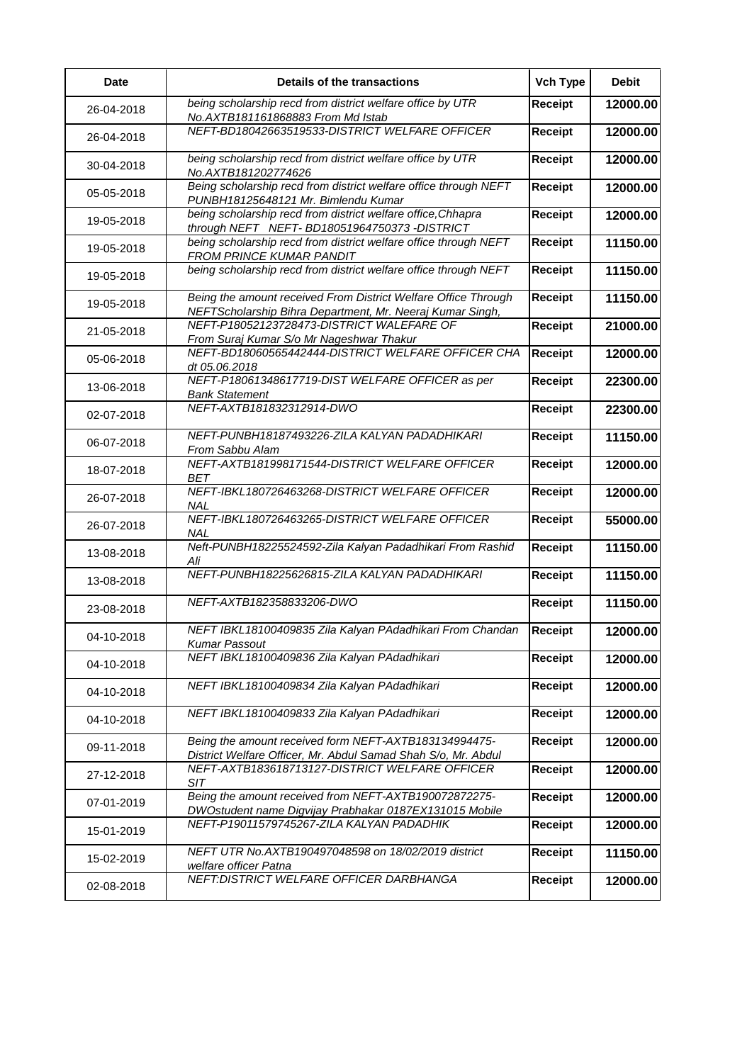| Date | Details of the transactions | Vch Type | Debit |
|---|---|---|---|
| 26-04-2018 | *being scholarship recd from district welfare office by UTR No.AXTB181161868883 From Md Istab* | **Receipt** | **12000.00** |
| 26-04-2018 | *NEFT-BD18042663519533-DISTRICT WELFARE OFFICER* | **Receipt** | **12000.00** |
| 30-04-2018 | *being scholarship recd from district welfare office by UTR No.AXTB181202774626* | **Receipt** | **12000.00** |
| 05-05-2018 | *Being scholarship recd from district welfare office through NEFT PUNBH18125648121 Mr. Bimlendu Kumar* | **Receipt** | **12000.00** |
| 19-05-2018 | *being scholarship recd from district welfare office,Chhapra through NEFT NEFT- BD18051964750373 -DISTRICT* | **Receipt** | **12000.00** |
| 19-05-2018 | *being scholarship recd from district welfare office through NEFT FROM PRINCE KUMAR PANDIT* | **Receipt** | **11150.00** |
| 19-05-2018 | *being scholarship recd from district welfare office through NEFT* | **Receipt** | **11150.00** |
| 19-05-2018 | *Being the amount received From District Welfare Office Through NEFTScholarship Bihra Department, Mr. Neeraj Kumar Singh,* | **Receipt** | **11150.00** |
| 21-05-2018 | *NEFT-P18052123728473-DISTRICT WALEFARE OF From Suraj Kumar S/o Mr Nageshwar Thakur* | **Receipt** | **21000.00** |
| 05-06-2018 | *NEFT-BD18060565442444-DISTRICT WELFARE OFFICER CHA dt 05.06.2018* | **Receipt** | **12000.00** |
| 13-06-2018 | *NEFT-P18061348617719-DIST WELFARE OFFICER as per Bank Statement* | **Receipt** | **22300.00** |
| 02-07-2018 | *NEFT-AXTB181832312914-DWO* | **Receipt** | **22300.00** |
| 06-07-2018 | *NEFT-PUNBH18187493226-ZILA KALYAN PADADHIKARI From Sabbu Alam* | **Receipt** | **11150.00** |
| 18-07-2018 | *NEFT-AXTB181998171544-DISTRICT WELFARE OFFICER BET* | **Receipt** | **12000.00** |
| 26-07-2018 | *NEFT-IBKL180726463268-DISTRICT WELFARE OFFICER NAL* | **Receipt** | **12000.00** |
| 26-07-2018 | *NEFT-IBKL180726463265-DISTRICT WELFARE OFFICER NAL* | **Receipt** | **55000.00** |
| 13-08-2018 | *Neft-PUNBH18225524592-Zila Kalyan Padadhikari From Rashid Ali* | **Receipt** | **11150.00** |
| 13-08-2018 | *NEFT-PUNBH18225626815-ZILA KALYAN PADADHIKARI* | **Receipt** | **11150.00** |
| 23-08-2018 | *NEFT-AXTB182358833206-DWO* | **Receipt** | **11150.00** |
| 04-10-2018 | *NEFT IBKL18100409835 Zila Kalyan PAdadhikari From Chandan Kumar Passout* | **Receipt** | **12000.00** |
| 04-10-2018 | *NEFT IBKL18100409836 Zila Kalyan PAdadhikari* | **Receipt** | **12000.00** |
| 04-10-2018 | *NEFT IBKL18100409834 Zila Kalyan PAdadhikari* | **Receipt** | **12000.00** |
| 04-10-2018 | *NEFT IBKL18100409833 Zila Kalyan PAdadhikari* | **Receipt** | **12000.00** |
| 09-11-2018 | *Being the amount received form NEFT-AXTB183134994475- District Welfare Officer, Mr. Abdul Samad Shah S/o, Mr. Abdul* | **Receipt** | **12000.00** |
| 27-12-2018 | *NEFT-AXTB183618713127-DISTRICT WELFARE OFFICER SIT* | **Receipt** | **12000.00** |
| 07-01-2019 | *Being the amount received from NEFT-AXTB190072872275- DWOstudent name Digvijay Prabhakar 0187EX131015 Mobile* | **Receipt** | **12000.00** |
| 15-01-2019 | *NEFT-P19011579745267-ZILA KALYAN PADADHIK* | **Receipt** | **12000.00** |
| 15-02-2019 | *NEFT UTR No.AXTB190497048598 on 18/02/2019 district welfare officer Patna* | **Receipt** | **11150.00** |
| 02-08-2018 | *NEFT:DISTRICT WELFARE OFFICER DARBHANGA* | **Receipt** | **12000.00** |